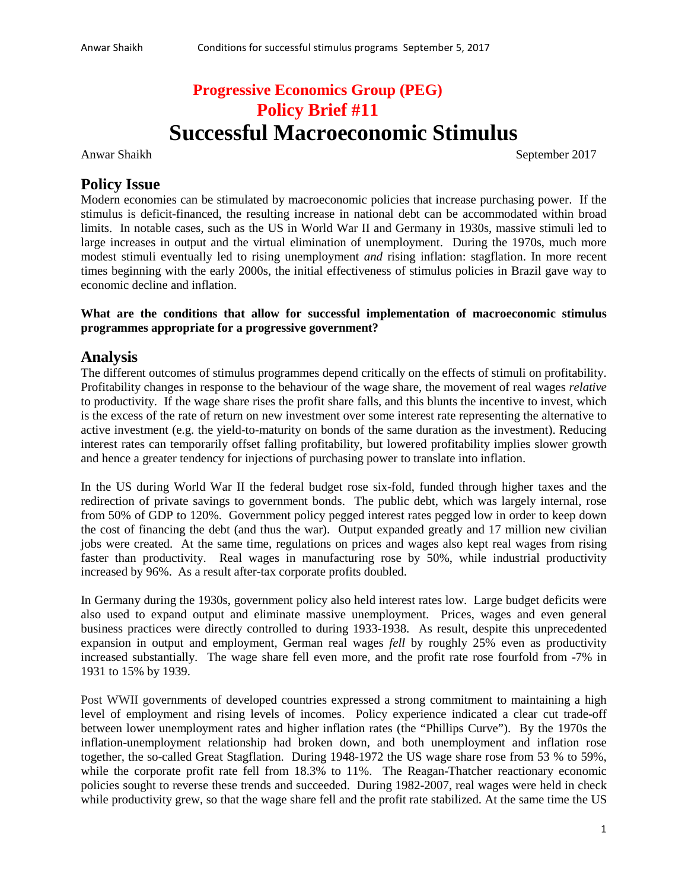**Progressive Economics Group (PEG)**
**Policy Brief #11**

# Successful Macroeconomic Stimulus

Anwar Shaikh September 2017

## Policy Issue

Modern economies can be stimulated by macroeconomic policies that increase purchasing power. If the stimulus is deficit-financed, the resulting increase in national debt can be accommodated within broad limits. In notable cases, such as the US in World War II and Germany in 1930s, massive stimuli led to large increases in output and the virtual elimination of unemployment. During the 1970s, much more modest stimuli eventually led to rising unemployment *and* rising inflation: stagflation. In more recent times beginning with the early 2000s, the initial effectiveness of stimulus policies in Brazil gave way to economic decline and inflation.

**What are the conditions that allow for successful implementation of macroeconomic stimulus programmes appropriate for a progressive government?**

## Analysis

The different outcomes of stimulus programmes depend critically on the effects of stimuli on profitability. Profitability changes in response to the behaviour of the wage share, the movement of real wages *relative* to productivity. If the wage share rises the profit share falls, and this blunts the incentive to invest, which is the excess of the rate of return on new investment over some interest rate representing the alternative to active investment (e.g. the yield-to-maturity on bonds of the same duration as the investment). Reducing interest rates can temporarily offset falling profitability, but lowered profitability implies slower growth and hence a greater tendency for injections of purchasing power to translate into inflation.

In the US during World War II the federal budget rose six-fold, funded through higher taxes and the redirection of private savings to government bonds. The public debt, which was largely internal, rose from 50% of GDP to 120%. Government policy pegged interest rates pegged low in order to keep down the cost of financing the debt (and thus the war). Output expanded greatly and 17 million new civilian jobs were created. At the same time, regulations on prices and wages also kept real wages from rising faster than productivity. Real wages in manufacturing rose by 50%, while industrial productivity increased by 96%. As a result after-tax corporate profits doubled.

In Germany during the 1930s, government policy also held interest rates low. Large budget deficits were also used to expand output and eliminate massive unemployment. Prices, wages and even general business practices were directly controlled to during 1933-1938. As result, despite this unprecedented expansion in output and employment, German real wages *fell* by roughly 25% even as productivity increased substantially. The wage share fell even more, and the profit rate rose fourfold from -7% in 1931 to 15% by 1939.

Post WWII governments of developed countries expressed a strong commitment to maintaining a high level of employment and rising levels of incomes. Policy experience indicated a clear cut trade-off between lower unemployment rates and higher inflation rates (the "Phillips Curve"). By the 1970s the inflation-unemployment relationship had broken down, and both unemployment and inflation rose together, the so-called Great Stagflation. During 1948-1972 the US wage share rose from 53 % to 59%, while the corporate profit rate fell from 18.3% to 11%. The Reagan-Thatcher reactionary economic policies sought to reverse these trends and succeeded. During 1982-2007, real wages were held in check while productivity grew, so that the wage share fell and the profit rate stabilized. At the same time the US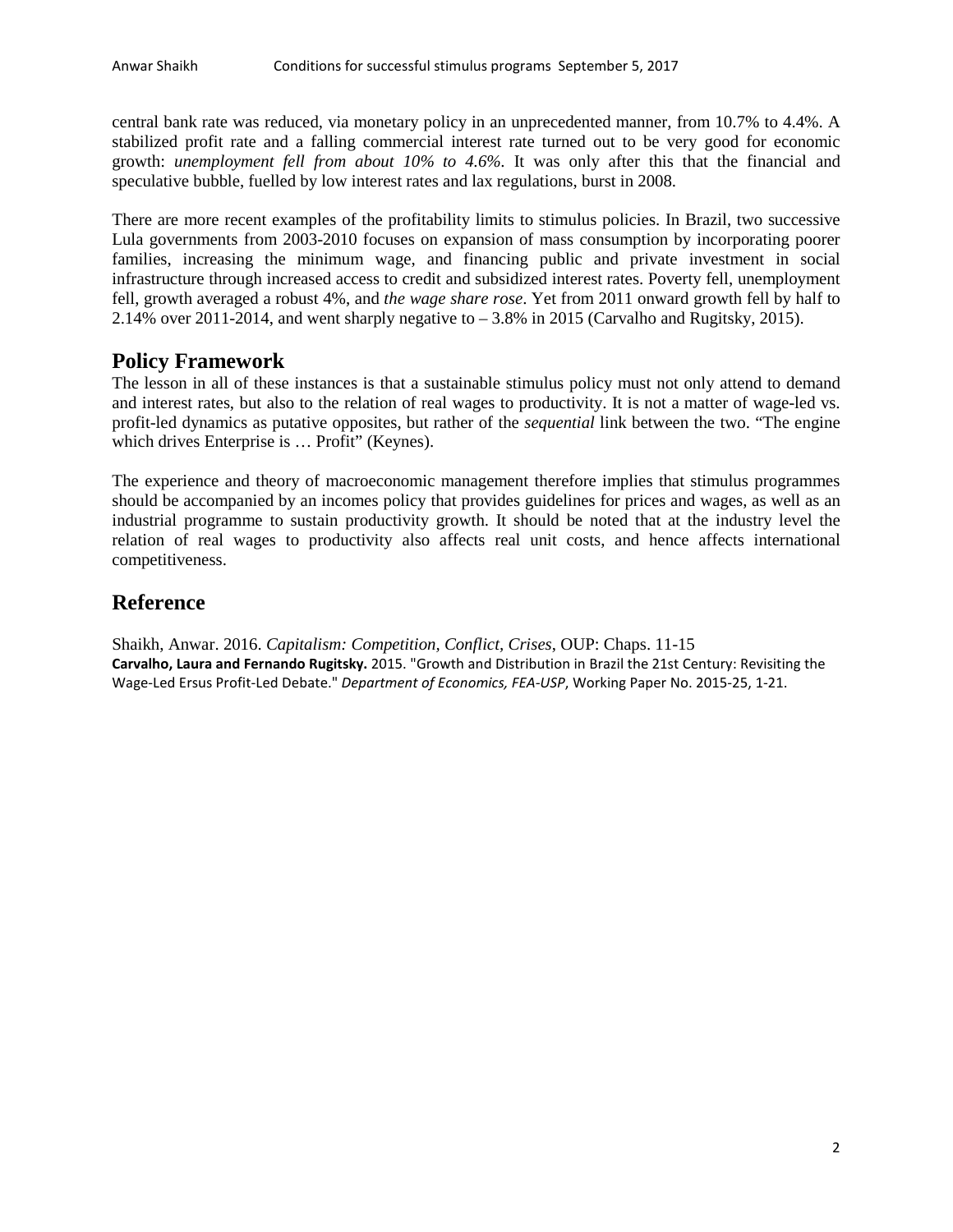central bank rate was reduced, via monetary policy in an unprecedented manner, from 10.7% to 4.4%. A stabilized profit rate and a falling commercial interest rate turned out to be very good for economic growth: *unemployment fell from about 10% to 4.6%*. It was only after this that the financial and speculative bubble, fuelled by low interest rates and lax regulations, burst in 2008.

There are more recent examples of the profitability limits to stimulus policies. In Brazil, two successive Lula governments from 2003-2010 focuses on expansion of mass consumption by incorporating poorer families, increasing the minimum wage, and financing public and private investment in social infrastructure through increased access to credit and subsidized interest rates. Poverty fell, unemployment fell, growth averaged a robust 4%, and *the wage share rose*. Yet from 2011 onward growth fell by half to 2.14% over 2011-2014, and went sharply negative to – 3.8% in 2015 (Carvalho and Rugitsky, 2015).

## Policy Framework

The lesson in all of these instances is that a sustainable stimulus policy must not only attend to demand and interest rates, but also to the relation of real wages to productivity. It is not a matter of wage-led vs. profit-led dynamics as putative opposites, but rather of the *sequential* link between the two. "The engine which drives Enterprise is … Profit" (Keynes).

The experience and theory of macroeconomic management therefore implies that stimulus programmes should be accompanied by an incomes policy that provides guidelines for prices and wages, as well as an industrial programme to sustain productivity growth. It should be noted that at the industry level the relation of real wages to productivity also affects real unit costs, and hence affects international competitiveness.

## Reference

Shaikh, Anwar. 2016. *Capitalism: Competition, Conflict, Crises*, OUP: Chaps. 11-15

**Carvalho, Laura and Fernando Rugitsky.** 2015. "Growth and Distribution in Brazil the 21st Century: Revisiting the Wage-Led Ersus Profit-Led Debate." *Department of Economics, FEA-USP*, Working Paper No. 2015-25, 1-21.